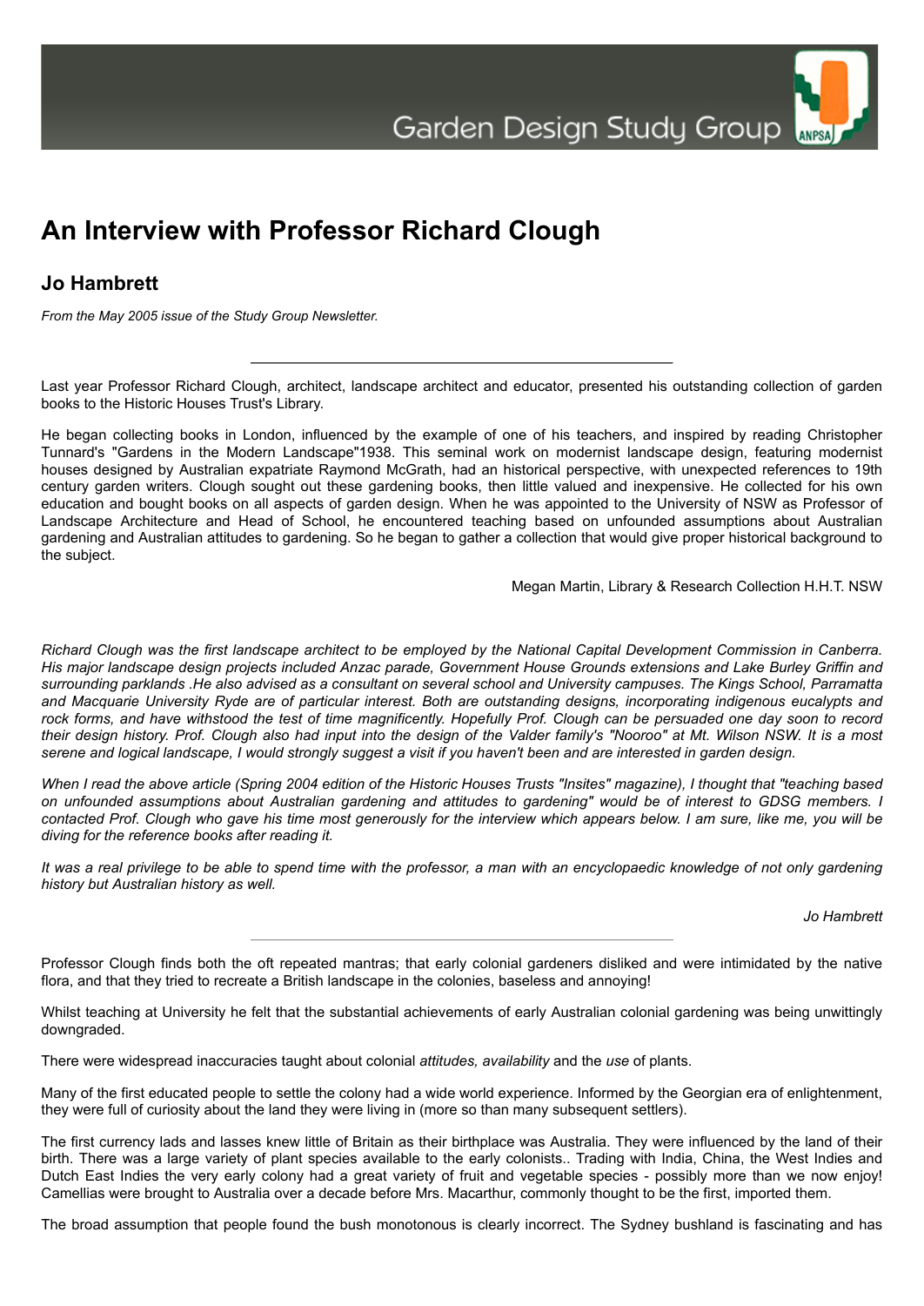Garden Design Study Group

# An Interview with Professor Richard Clough

## Jo Hambrett

*From the May 2005 issue of the Study Group Newsletter.*

---

Last year Professor Richard Clough, architect, landscape architect and educator, presented his outstanding collection of garden books to the Historic Houses Trust's Library.

He began collecting books in London, influenced by the example of one of his teachers, and inspired by reading Christopher Tunnard's "Gardens in the Modern Landscape"1938. This seminal work on modernist landscape design, featuring modernist houses designed by Australian expatriate Raymond McGrath, had an historical perspective, with unexpected references to 19th century garden writers. Clough sought out these gardening books, then little valued and inexpensive. He collected for his own education and bought books on all aspects of garden design. When he was appointed to the University of NSW as Professor of Landscape Architecture and Head of School, he encountered teaching based on unfounded assumptions about Australian gardening and Australian attitudes to gardening. So he began to gather a collection that would give proper historical background to the subject.

Megan Martin, Library & Research Collection H.H.T. NSW

*Richard Clough was the first landscape architect to be employed by the National Capital Development Commission in Canberra. His major landscape design projects included Anzac parade, Government House Grounds extensions and Lake Burley Griffin and surrounding parklands .He also advised as a consultant on several school and University campuses. The Kings School, Parramatta and Macquarie University Ryde are of particular interest. Both are outstanding designs, incorporating indigenous eucalypts and rock forms, and have withstood the test of time magnificently. Hopefully Prof. Clough can be persuaded one day soon to record their design history. Prof. Clough also had input into the design of the Valder family's "Nooroo" at Mt. Wilson NSW. It is a most serene and logical landscape, I would strongly suggest a visit if you haven't been and are interested in garden design.*

*When I read the above article (Spring 2004 edition of the Historic Houses Trusts "Insites" magazine), I thought that "teaching based on unfounded assumptions about Australian gardening and attitudes to gardening" would be of interest to GDSG members. I contacted Prof. Clough who gave his time most generously for the interview which appears below. I am sure, like me, you will be diving for the reference books after reading it.*

*It was a real privilege to be able to spend time with the professor, a man with an encyclopaedic knowledge of not only gardening history but Australian history as well.*

*Jo Hambrett*

---

Professor Clough finds both the oft repeated mantras; that early colonial gardeners disliked and were intimidated by the native flora, and that they tried to recreate a British landscape in the colonies, baseless and annoying!

Whilst teaching at University he felt that the substantial achievements of early Australian colonial gardening was being unwittingly downgraded.

There were widespread inaccuracies taught about colonial *attitudes, availability* and the *use* of plants.

Many of the first educated people to settle the colony had a wide world experience. Informed by the Georgian era of enlightenment, they were full of curiosity about the land they were living in (more so than many subsequent settlers).

The first currency lads and lasses knew little of Britain as their birthplace was Australia. They were influenced by the land of their birth. There was a large variety of plant species available to the early colonists.. Trading with India, China, the West Indies and Dutch East Indies the very early colony had a great variety of fruit and vegetable species - possibly more than we now enjoy! Camellias were brought to Australia over a decade before Mrs. Macarthur, commonly thought to be the first, imported them.

The broad assumption that people found the bush monotonous is clearly incorrect. The Sydney bushland is fascinating and has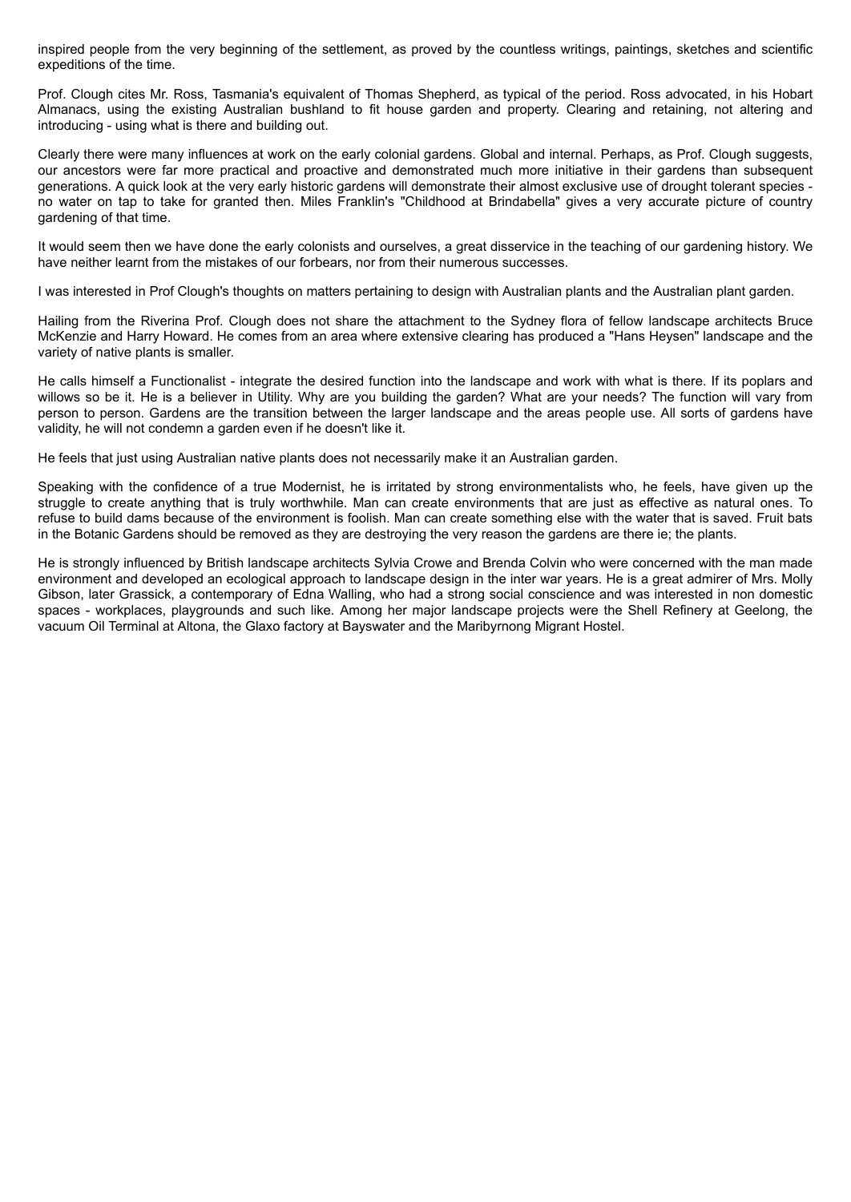inspired people from the very beginning of the settlement, as proved by the countless writings, paintings, sketches and scientific expeditions of the time.

Prof. Clough cites Mr. Ross, Tasmania's equivalent of Thomas Shepherd, as typical of the period. Ross advocated, in his Hobart Almanacs, using the existing Australian bushland to fit house garden and property. Clearing and retaining, not altering and introducing - using what is there and building out.

Clearly there were many influences at work on the early colonial gardens. Global and internal. Perhaps, as Prof. Clough suggests, our ancestors were far more practical and proactive and demonstrated much more initiative in their gardens than subsequent generations. A quick look at the very early historic gardens will demonstrate their almost exclusive use of drought tolerant species - no water on tap to take for granted then. Miles Franklin's "Childhood at Brindabella" gives a very accurate picture of country gardening of that time.

It would seem then we have done the early colonists and ourselves, a great disservice in the teaching of our gardening history. We have neither learnt from the mistakes of our forbears, nor from their numerous successes.

I was interested in Prof Clough's thoughts on matters pertaining to design with Australian plants and the Australian plant garden.

Hailing from the Riverina Prof. Clough does not share the attachment to the Sydney flora of fellow landscape architects Bruce McKenzie and Harry Howard. He comes from an area where extensive clearing has produced a "Hans Heysen" landscape and the variety of native plants is smaller.

He calls himself a Functionalist - integrate the desired function into the landscape and work with what is there. If its poplars and willows so be it. He is a believer in Utility. Why are you building the garden? What are your needs? The function will vary from person to person. Gardens are the transition between the larger landscape and the areas people use. All sorts of gardens have validity, he will not condemn a garden even if he doesn't like it.

He feels that just using Australian native plants does not necessarily make it an Australian garden.

Speaking with the confidence of a true Modernist, he is irritated by strong environmentalists who, he feels, have given up the struggle to create anything that is truly worthwhile. Man can create environments that are just as effective as natural ones. To refuse to build dams because of the environment is foolish. Man can create something else with the water that is saved. Fruit bats in the Botanic Gardens should be removed as they are destroying the very reason the gardens are there ie; the plants.

He is strongly influenced by British landscape architects Sylvia Crowe and Brenda Colvin who were concerned with the man made environment and developed an ecological approach to landscape design in the inter war years. He is a great admirer of Mrs. Molly Gibson, later Grassick, a contemporary of Edna Walling, who had a strong social conscience and was interested in non domestic spaces - workplaces, playgrounds and such like. Among her major landscape projects were the Shell Refinery at Geelong, the vacuum Oil Terminal at Altona, the Glaxo factory at Bayswater and the Maribyrnong Migrant Hostel.